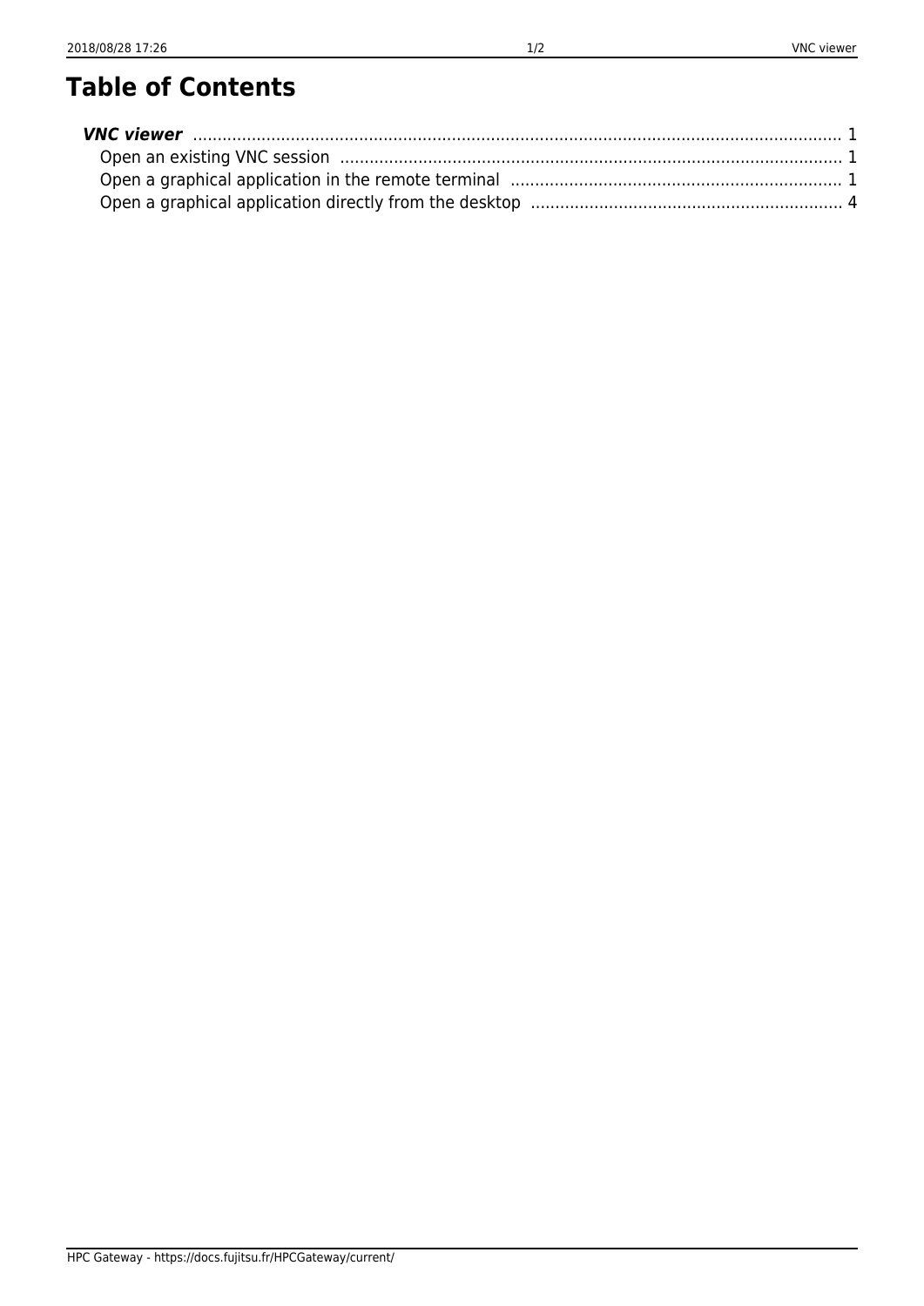# Table of Contents

***VNC viewer*** ........................................................................................................................................ 1
- Open an existing VNC session ........................................................................................................ 1
- Open a graphical application in the remote terminal ..................................................................... 1
- Open a graphical application directly from the desktop ................................................................ 4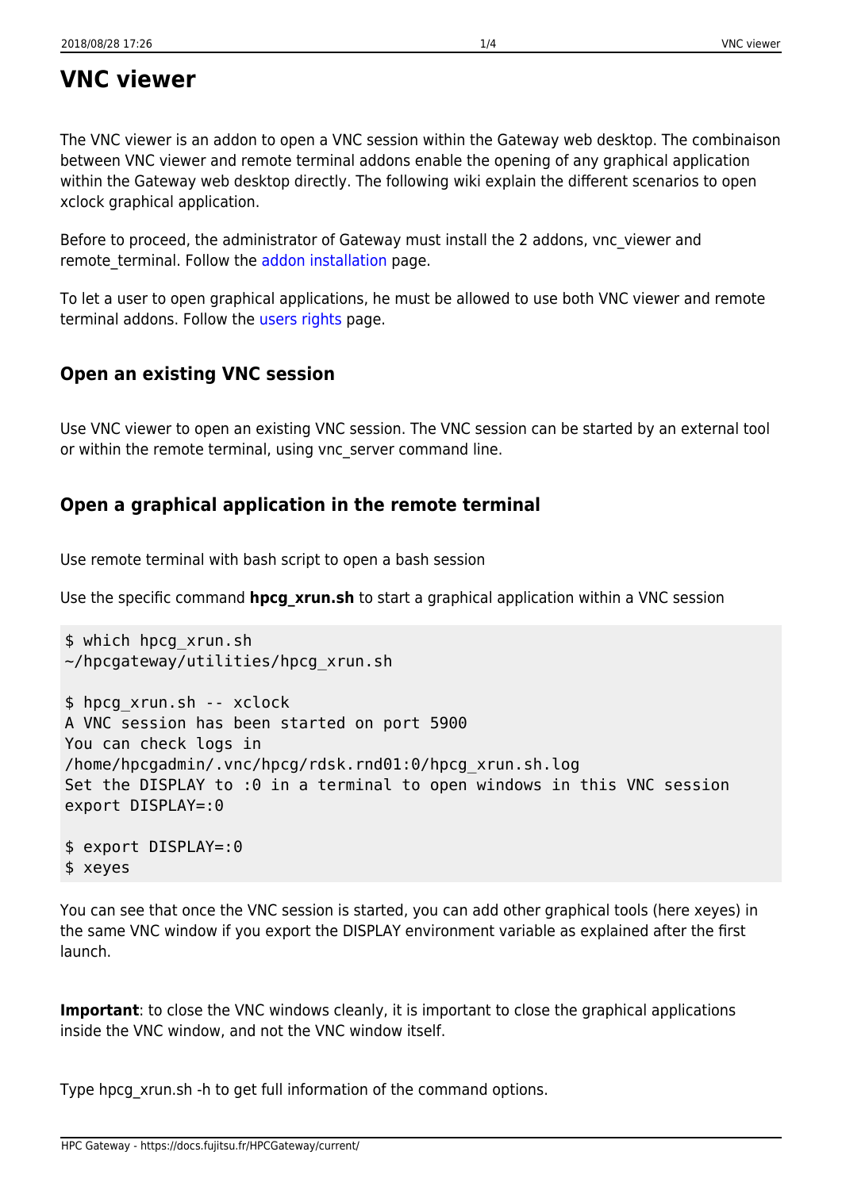# VNC viewer

The VNC viewer is an addon to open a VNC session within the Gateway web desktop. The combinaison between VNC viewer and remote terminal addons enable the opening of any graphical application within the Gateway web desktop directly. The following wiki explain the different scenarios to open xclock graphical application.

Before to proceed, the administrator of Gateway must install the 2 addons, vnc_viewer and remote_terminal. Follow the addon installation page.

To let a user to open graphical applications, he must be allowed to use both VNC viewer and remote terminal addons. Follow the users rights page.

## Open an existing VNC session

Use VNC viewer to open an existing VNC session. The VNC session can be started by an external tool or within the remote terminal, using vnc_server command line.

## Open a graphical application in the remote terminal

Use remote terminal with bash script to open a bash session

Use the specific command **hpcg_xrun.sh** to start a graphical application within a VNC session

```
$ which hpcg_xrun.sh
~/hpcgateway/utilities/hpcg_xrun.sh

$ hpcg_xrun.sh -- xclock
A VNC session has been started on port 5900
You can check logs in
/home/hpcgadmin/.vnc/hpcg/rdsk.rnd01:0/hpcg_xrun.sh.log
Set the DISPLAY to :0 in a terminal to open windows in this VNC session
export DISPLAY=:0

$ export DISPLAY=:0
$ xeyes
```

You can see that once the VNC session is started, you can add other graphical tools (here xeyes) in the same VNC window if you export the DISPLAY environment variable as explained after the first launch.

**Important**: to close the VNC windows cleanly, it is important to close the graphical applications inside the VNC window, and not the VNC window itself.

Type hpcg_xrun.sh -h to get full information of the command options.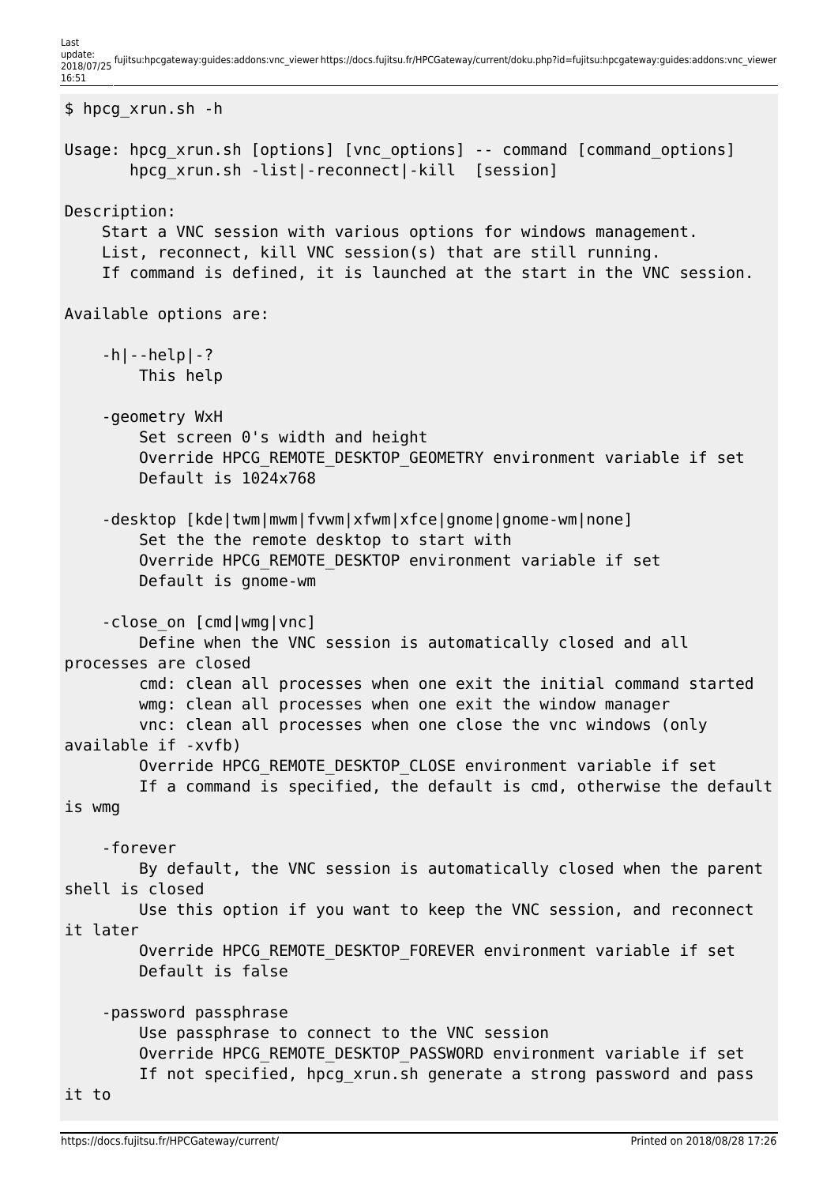```
$ hpcg_xrun.sh -h

Usage: hpcg_xrun.sh [options] [vnc_options] -- command [command_options]
       hpcg_xrun.sh -list|-reconnect|-kill  [session]

Description:
    Start a VNC session with various options for windows management.
    List, reconnect, kill VNC session(s) that are still running.
    If command is defined, it is launched at the start in the VNC session.

Available options are:

    -h|--help|-?
        This help

    -geometry WxH
        Set screen 0's width and height
        Override HPCG_REMOTE_DESKTOP_GEOMETRY environment variable if set
        Default is 1024x768

    -desktop [kde|twm|mwm|fvwm|xfwm|xfce|gnome|gnome-wm|none]
        Set the the remote desktop to start with
        Override HPCG_REMOTE_DESKTOP environment variable if set
        Default is gnome-wm

    -close_on [cmd|wmg|vnc]
        Define when the VNC session is automatically closed and all
processes are closed
        cmd: clean all processes when one exit the initial command started
        wmg: clean all processes when one exit the window manager
        vnc: clean all processes when one close the vnc windows (only
available if -xvfb)
        Override HPCG_REMOTE_DESKTOP_CLOSE environment variable if set
        If a command is specified, the default is cmd, otherwise the default
is wmg

    -forever
        By default, the VNC session is automatically closed when the parent
shell is closed
        Use this option if you want to keep the VNC session, and reconnect
it later
        Override HPCG_REMOTE_DESKTOP_FOREVER environment variable if set
        Default is false

    -password passphrase
        Use passphrase to connect to the VNC session
        Override HPCG_REMOTE_DESKTOP_PASSWORD environment variable if set
        If not specified, hpcg_xrun.sh generate a strong password and pass
it to
```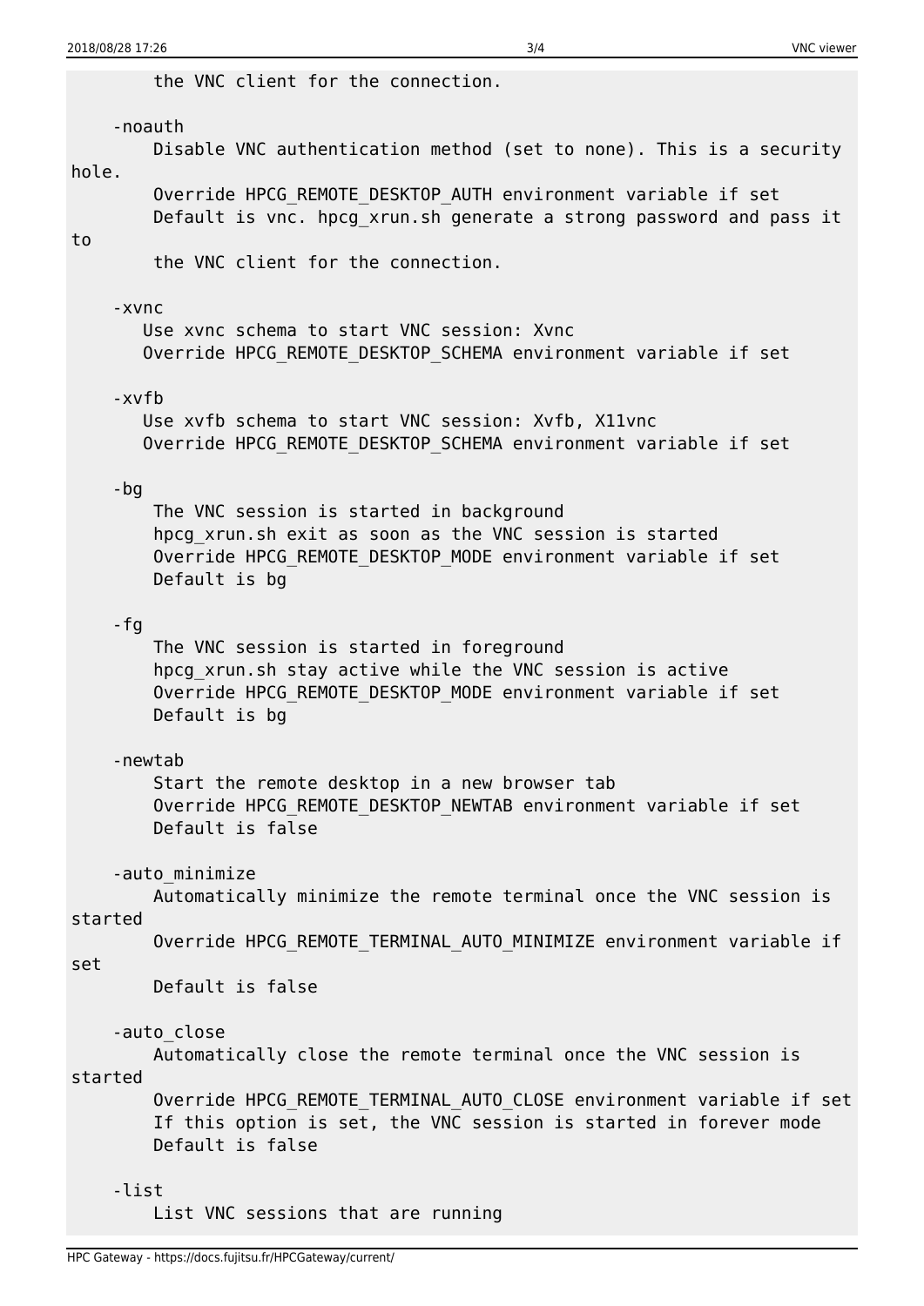```
        the VNC client for the connection.

    -noauth
        Disable VNC authentication method (set to none). This is a security
hole.
        Override HPCG_REMOTE_DESKTOP_AUTH environment variable if set
        Default is vnc. hpcg_xrun.sh generate a strong password and pass it
to
        the VNC client for the connection.

    -xvnc
       Use xvnc schema to start VNC session: Xvnc
       Override HPCG_REMOTE_DESKTOP_SCHEMA environment variable if set

    -xvfb
       Use xvfb schema to start VNC session: Xvfb, X11vnc
       Override HPCG_REMOTE_DESKTOP_SCHEMA environment variable if set

    -bg
        The VNC session is started in background
        hpcg_xrun.sh exit as soon as the VNC session is started
        Override HPCG_REMOTE_DESKTOP_MODE environment variable if set
        Default is bg

    -fg
        The VNC session is started in foreground
        hpcg_xrun.sh stay active while the VNC session is active
        Override HPCG_REMOTE_DESKTOP_MODE environment variable if set
        Default is bg

    -newtab
        Start the remote desktop in a new browser tab
        Override HPCG_REMOTE_DESKTOP_NEWTAB environment variable if set
        Default is false

    -auto_minimize
        Automatically minimize the remote terminal once the VNC session is
started
        Override HPCG_REMOTE_TERMINAL_AUTO_MINIMIZE environment variable if
set
        Default is false

    -auto_close
        Automatically close the remote terminal once the VNC session is
started
        Override HPCG_REMOTE_TERMINAL_AUTO_CLOSE environment variable if set
        If this option is set, the VNC session is started in forever mode
        Default is false

    -list
        List VNC sessions that are running
```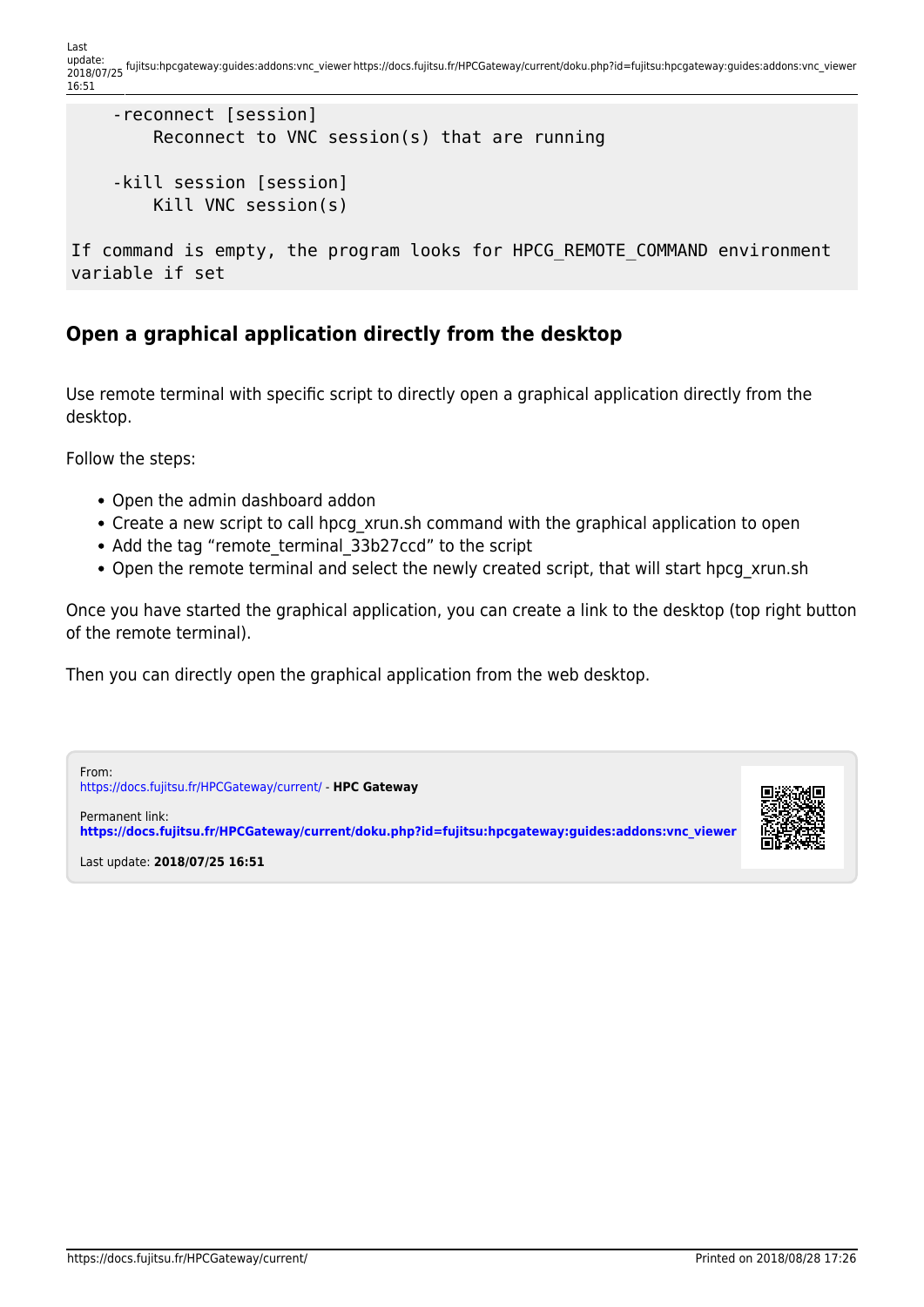```
    -reconnect [session]
        Reconnect to VNC session(s) that are running

    -kill session [session]
        Kill VNC session(s)

If command is empty, the program looks for HPCG_REMOTE_COMMAND environment
variable if set
```

## Open a graphical application directly from the desktop

Use remote terminal with specific script to directly open a graphical application directly from the desktop.

Follow the steps:

- Open the admin dashboard addon
- Create a new script to call hpcg_xrun.sh command with the graphical application to open
- Add the tag "remote_terminal_33b27ccd" to the script
- Open the remote terminal and select the newly created script, that will start hpcg_xrun.sh

Once you have started the graphical application, you can create a link to the desktop (top right button of the remote terminal).

Then you can directly open the graphical application from the web desktop.

From:
https://docs.fujitsu.fr/HPCGateway/current/ - **HPC Gateway**

Permanent link:
**https://docs.fujitsu.fr/HPCGateway/current/doku.php?id=fujitsu:hpcgateway:guides:addons:vnc_viewer**

Last update: **2018/07/25 16:51**